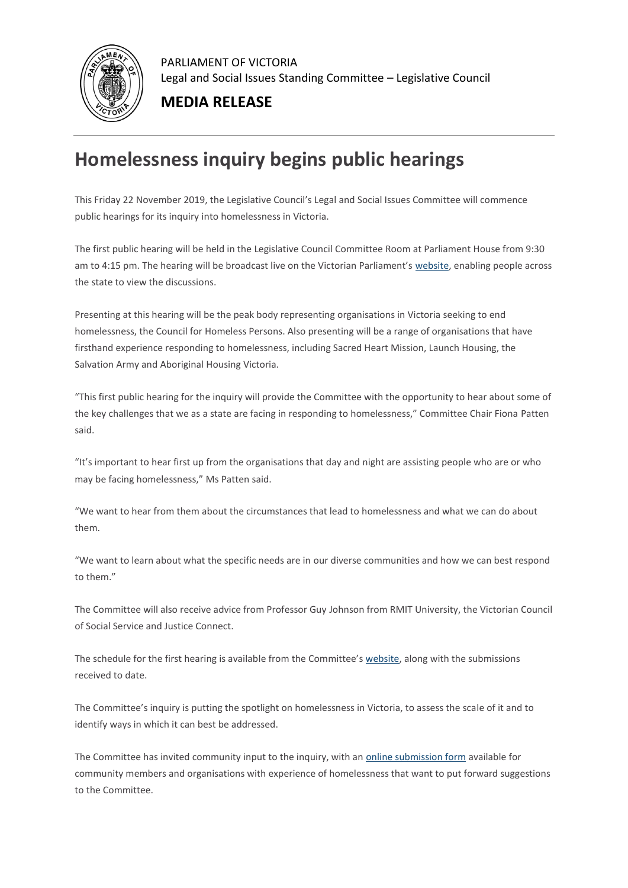PARLIAMENT OF VICTORIA
Legal and Social Issues Standing Committee – Legislative Council

**MEDIA RELEASE**

# Homelessness inquiry begins public hearings

This Friday 22 November 2019, the Legislative Council's Legal and Social Issues Committee will commence public hearings for its inquiry into homelessness in Victoria.

The first public hearing will be held in the Legislative Council Committee Room at Parliament House from 9:30 am to 4:15 pm. The hearing will be broadcast live on the Victorian Parliament's website, enabling people across the state to view the discussions.

Presenting at this hearing will be the peak body representing organisations in Victoria seeking to end homelessness, the Council for Homeless Persons. Also presenting will be a range of organisations that have firsthand experience responding to homelessness, including Sacred Heart Mission, Launch Housing, the Salvation Army and Aboriginal Housing Victoria.

"This first public hearing for the inquiry will provide the Committee with the opportunity to hear about some of the key challenges that we as a state are facing in responding to homelessness," Committee Chair Fiona Patten said.

"It's important to hear first up from the organisations that day and night are assisting people who are or who may be facing homelessness," Ms Patten said.

"We want to hear from them about the circumstances that lead to homelessness and what we can do about them.

"We want to learn about what the specific needs are in our diverse communities and how we can best respond to them."

The Committee will also receive advice from Professor Guy Johnson from RMIT University, the Victorian Council of Social Service and Justice Connect.

The schedule for the first hearing is available from the Committee's website, along with the submissions received to date.

The Committee's inquiry is putting the spotlight on homelessness in Victoria, to assess the scale of it and to identify ways in which it can best be addressed.

The Committee has invited community input to the inquiry, with an online submission form available for community members and organisations with experience of homelessness that want to put forward suggestions to the Committee.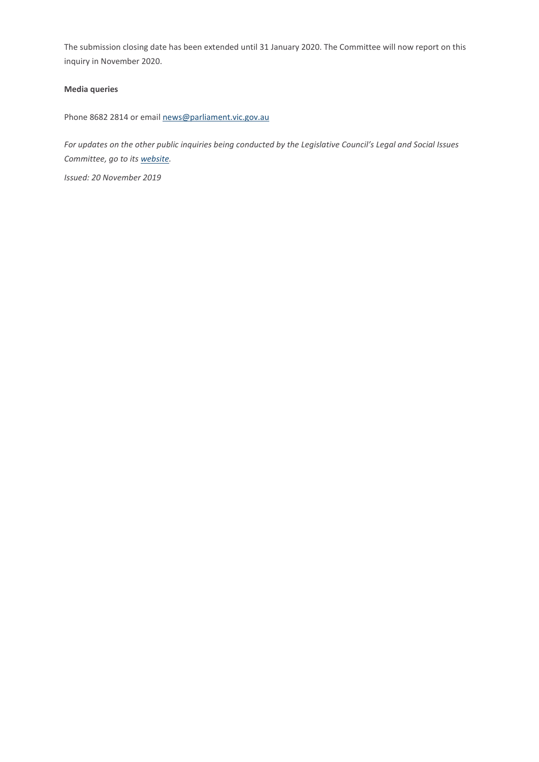The submission closing date has been extended until 31 January 2020. The Committee will now report on this inquiry in November 2020.

**Media queries**

Phone 8682 2814 or email [news@parliament.vic.gov.au](mailto:news@parliament.vic.gov.au)

*For updates on the other public inquiries being conducted by the Legislative Council's Legal and Social Issues Committee, go to its website.*

*Issued: 20 November 2019*